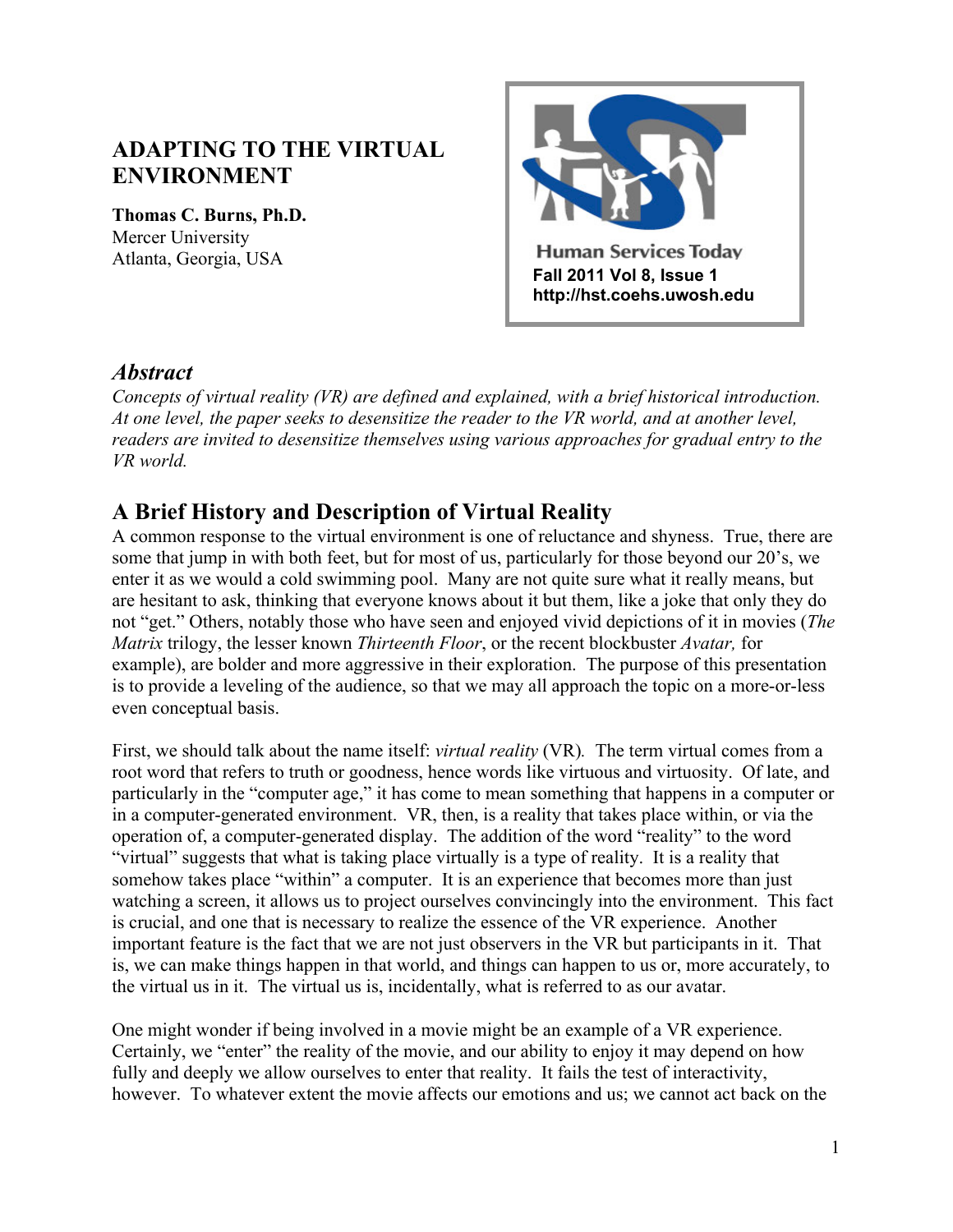# ADAPTING TO THE VIRTUAL ENVIRONMENT

**Thomas C. Burns, Ph.D.**
Mercer University
Atlanta, Georgia, USA

Human Services Today
**Fall 2011 Vol 8, Issue 1**
**http://hst.coehs.uwosh.edu**

## *Abstract*

*Concepts of virtual reality (VR) are defined and explained, with a brief historical introduction. At one level, the paper seeks to desensitize the reader to the VR world, and at another level, readers are invited to desensitize themselves using various approaches for gradual entry to the VR world.*

## A Brief History and Description of Virtual Reality

A common response to the virtual environment is one of reluctance and shyness. True, there are some that jump in with both feet, but for most of us, particularly for those beyond our 20's, we enter it as we would a cold swimming pool. Many are not quite sure what it really means, but are hesitant to ask, thinking that everyone knows about it but them, like a joke that only they do not "get." Others, notably those who have seen and enjoyed vivid depictions of it in movies (*The Matrix* trilogy, the lesser known *Thirteenth Floor*, or the recent blockbuster *Avatar,* for example), are bolder and more aggressive in their exploration. The purpose of this presentation is to provide a leveling of the audience, so that we may all approach the topic on a more-or-less even conceptual basis.

First, we should talk about the name itself: *virtual reality* (VR)*.* The term virtual comes from a root word that refers to truth or goodness, hence words like virtuous and virtuosity. Of late, and particularly in the "computer age," it has come to mean something that happens in a computer or in a computer-generated environment. VR, then, is a reality that takes place within, or via the operation of, a computer-generated display. The addition of the word "reality" to the word "virtual" suggests that what is taking place virtually is a type of reality. It is a reality that somehow takes place "within" a computer. It is an experience that becomes more than just watching a screen, it allows us to project ourselves convincingly into the environment. This fact is crucial, and one that is necessary to realize the essence of the VR experience. Another important feature is the fact that we are not just observers in the VR but participants in it. That is, we can make things happen in that world, and things can happen to us or, more accurately, to the virtual us in it. The virtual us is, incidentally, what is referred to as our avatar.

One might wonder if being involved in a movie might be an example of a VR experience. Certainly, we "enter" the reality of the movie, and our ability to enjoy it may depend on how fully and deeply we allow ourselves to enter that reality. It fails the test of interactivity, however. To whatever extent the movie affects our emotions and us; we cannot act back on the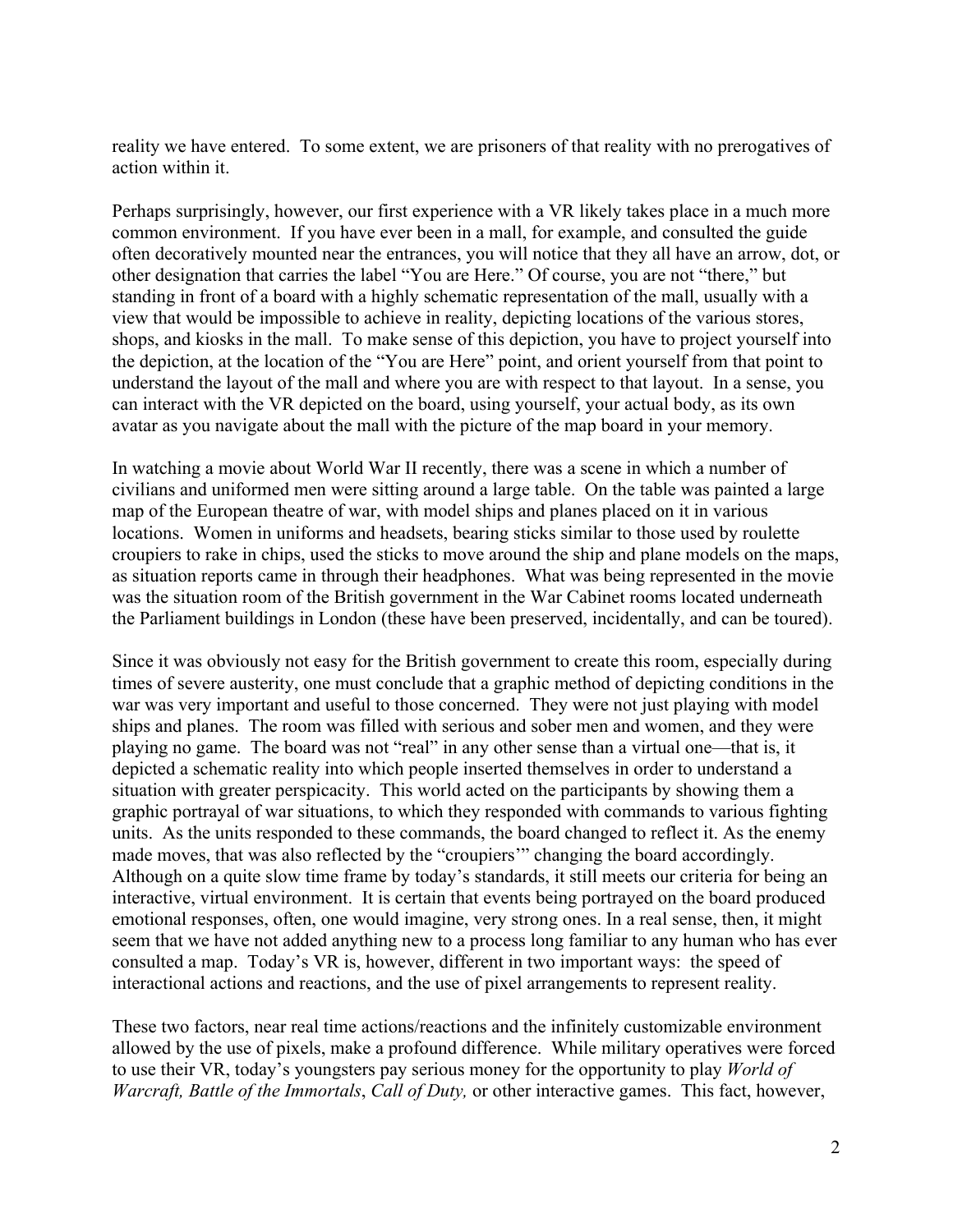reality we have entered. To some extent, we are prisoners of that reality with no prerogatives of action within it.

Perhaps surprisingly, however, our first experience with a VR likely takes place in a much more common environment. If you have ever been in a mall, for example, and consulted the guide often decoratively mounted near the entrances, you will notice that they all have an arrow, dot, or other designation that carries the label "You are Here." Of course, you are not "there," but standing in front of a board with a highly schematic representation of the mall, usually with a view that would be impossible to achieve in reality, depicting locations of the various stores, shops, and kiosks in the mall. To make sense of this depiction, you have to project yourself into the depiction, at the location of the "You are Here" point, and orient yourself from that point to understand the layout of the mall and where you are with respect to that layout. In a sense, you can interact with the VR depicted on the board, using yourself, your actual body, as its own avatar as you navigate about the mall with the picture of the map board in your memory.

In watching a movie about World War II recently, there was a scene in which a number of civilians and uniformed men were sitting around a large table. On the table was painted a large map of the European theatre of war, with model ships and planes placed on it in various locations. Women in uniforms and headsets, bearing sticks similar to those used by roulette croupiers to rake in chips, used the sticks to move around the ship and plane models on the maps, as situation reports came in through their headphones. What was being represented in the movie was the situation room of the British government in the War Cabinet rooms located underneath the Parliament buildings in London (these have been preserved, incidentally, and can be toured).

Since it was obviously not easy for the British government to create this room, especially during times of severe austerity, one must conclude that a graphic method of depicting conditions in the war was very important and useful to those concerned. They were not just playing with model ships and planes. The room was filled with serious and sober men and women, and they were playing no game. The board was not "real" in any other sense than a virtual one—that is, it depicted a schematic reality into which people inserted themselves in order to understand a situation with greater perspicacity. This world acted on the participants by showing them a graphic portrayal of war situations, to which they responded with commands to various fighting units. As the units responded to these commands, the board changed to reflect it. As the enemy made moves, that was also reflected by the "croupiers'" changing the board accordingly. Although on a quite slow time frame by today's standards, it still meets our criteria for being an interactive, virtual environment. It is certain that events being portrayed on the board produced emotional responses, often, one would imagine, very strong ones. In a real sense, then, it might seem that we have not added anything new to a process long familiar to any human who has ever consulted a map. Today's VR is, however, different in two important ways: the speed of interactional actions and reactions, and the use of pixel arrangements to represent reality.

These two factors, near real time actions/reactions and the infinitely customizable environment allowed by the use of pixels, make a profound difference. While military operatives were forced to use their VR, today's youngsters pay serious money for the opportunity to play *World of Warcraft, Battle of the Immortals*, *Call of Duty,* or other interactive games. This fact, however,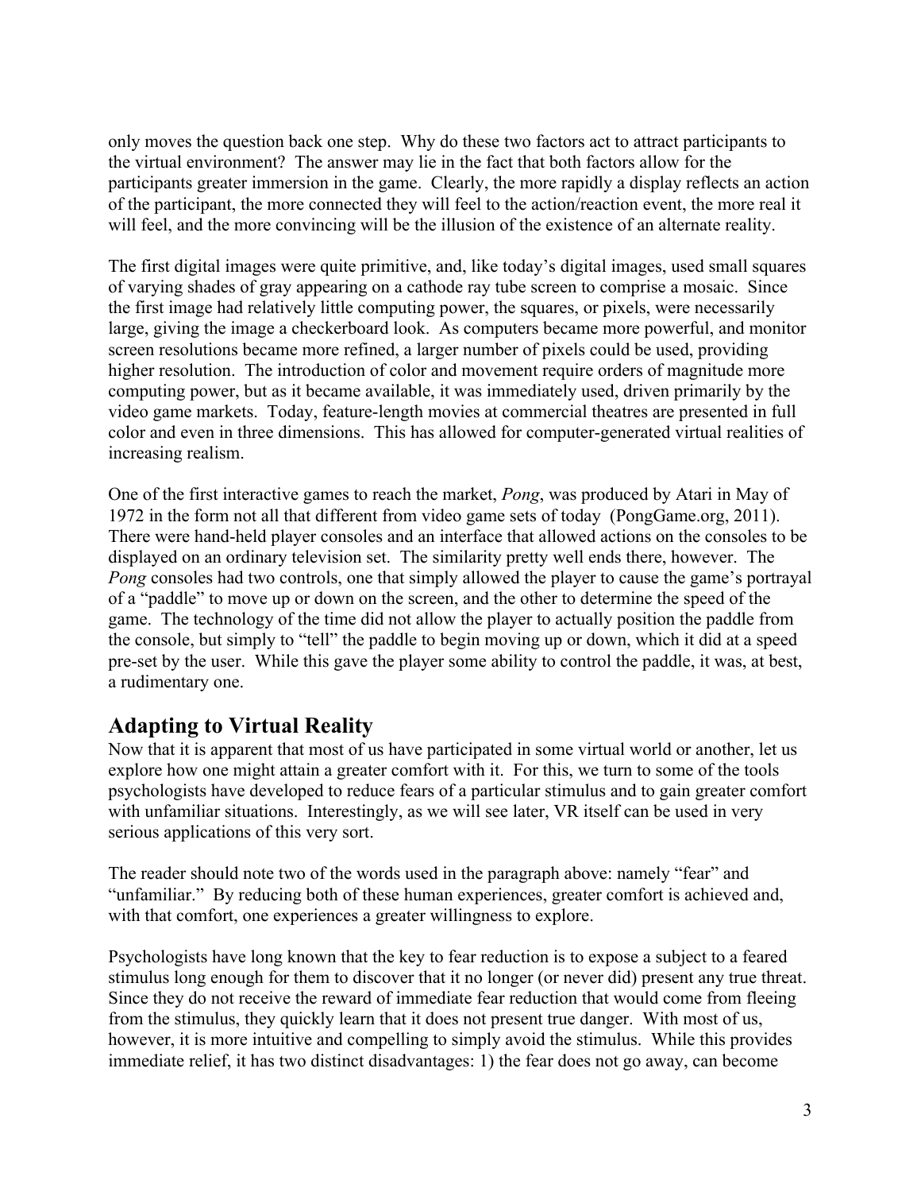only moves the question back one step. Why do these two factors act to attract participants to the virtual environment? The answer may lie in the fact that both factors allow for the participants greater immersion in the game. Clearly, the more rapidly a display reflects an action of the participant, the more connected they will feel to the action/reaction event, the more real it will feel, and the more convincing will be the illusion of the existence of an alternate reality.

The first digital images were quite primitive, and, like today's digital images, used small squares of varying shades of gray appearing on a cathode ray tube screen to comprise a mosaic. Since the first image had relatively little computing power, the squares, or pixels, were necessarily large, giving the image a checkerboard look. As computers became more powerful, and monitor screen resolutions became more refined, a larger number of pixels could be used, providing higher resolution. The introduction of color and movement require orders of magnitude more computing power, but as it became available, it was immediately used, driven primarily by the video game markets. Today, feature-length movies at commercial theatres are presented in full color and even in three dimensions. This has allowed for computer-generated virtual realities of increasing realism.

One of the first interactive games to reach the market, *Pong*, was produced by Atari in May of 1972 in the form not all that different from video game sets of today (PongGame.org, 2011). There were hand-held player consoles and an interface that allowed actions on the consoles to be displayed on an ordinary television set. The similarity pretty well ends there, however. The *Pong* consoles had two controls, one that simply allowed the player to cause the game's portrayal of a "paddle" to move up or down on the screen, and the other to determine the speed of the game. The technology of the time did not allow the player to actually position the paddle from the console, but simply to "tell" the paddle to begin moving up or down, which it did at a speed pre-set by the user. While this gave the player some ability to control the paddle, it was, at best, a rudimentary one.

## Adapting to Virtual Reality

Now that it is apparent that most of us have participated in some virtual world or another, let us explore how one might attain a greater comfort with it. For this, we turn to some of the tools psychologists have developed to reduce fears of a particular stimulus and to gain greater comfort with unfamiliar situations. Interestingly, as we will see later, VR itself can be used in very serious applications of this very sort.

The reader should note two of the words used in the paragraph above: namely "fear" and "unfamiliar." By reducing both of these human experiences, greater comfort is achieved and, with that comfort, one experiences a greater willingness to explore.

Psychologists have long known that the key to fear reduction is to expose a subject to a feared stimulus long enough for them to discover that it no longer (or never did) present any true threat. Since they do not receive the reward of immediate fear reduction that would come from fleeing from the stimulus, they quickly learn that it does not present true danger. With most of us, however, it is more intuitive and compelling to simply avoid the stimulus. While this provides immediate relief, it has two distinct disadvantages: 1) the fear does not go away, can become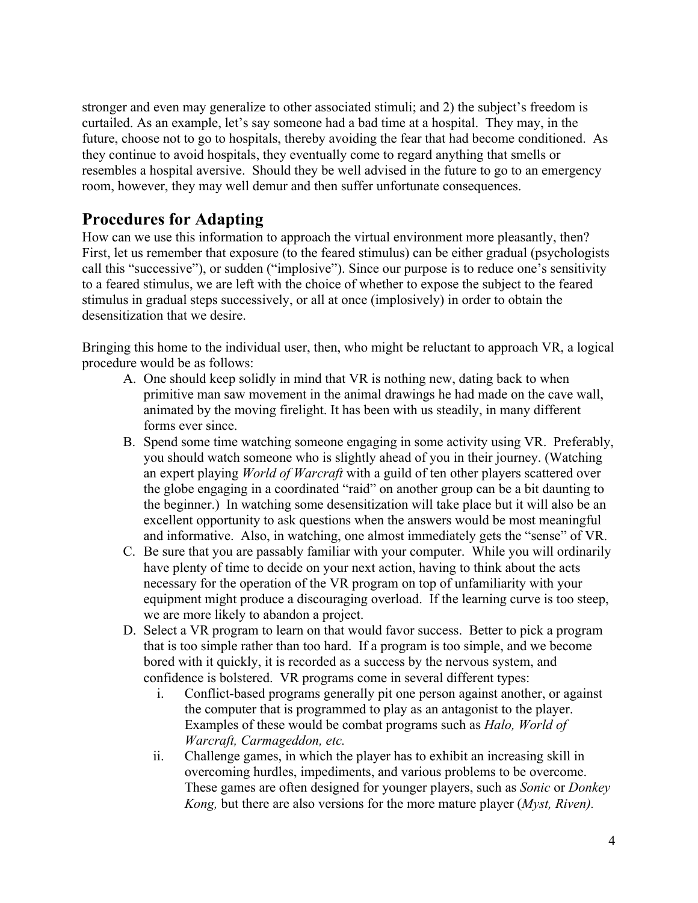stronger and even may generalize to other associated stimuli; and 2) the subject's freedom is curtailed. As an example, let's say someone had a bad time at a hospital. They may, in the future, choose not to go to hospitals, thereby avoiding the fear that had become conditioned. As they continue to avoid hospitals, they eventually come to regard anything that smells or resembles a hospital aversive. Should they be well advised in the future to go to an emergency room, however, they may well demur and then suffer unfortunate consequences.

## Procedures for Adapting

How can we use this information to approach the virtual environment more pleasantly, then? First, let us remember that exposure (to the feared stimulus) can be either gradual (psychologists call this "successive"), or sudden ("implosive"). Since our purpose is to reduce one's sensitivity to a feared stimulus, we are left with the choice of whether to expose the subject to the feared stimulus in gradual steps successively, or all at once (implosively) in order to obtain the desensitization that we desire.

Bringing this home to the individual user, then, who might be reluctant to approach VR, a logical procedure would be as follows:

A. One should keep solidly in mind that VR is nothing new, dating back to when primitive man saw movement in the animal drawings he had made on the cave wall, animated by the moving firelight. It has been with us steadily, in many different forms ever since.

B. Spend some time watching someone engaging in some activity using VR. Preferably, you should watch someone who is slightly ahead of you in their journey. (Watching an expert playing *World of Warcraft* with a guild of ten other players scattered over the globe engaging in a coordinated "raid" on another group can be a bit daunting to the beginner.) In watching some desensitization will take place but it will also be an excellent opportunity to ask questions when the answers would be most meaningful and informative. Also, in watching, one almost immediately gets the "sense" of VR.

C. Be sure that you are passably familiar with your computer. While you will ordinarily have plenty of time to decide on your next action, having to think about the acts necessary for the operation of the VR program on top of unfamiliarity with your equipment might produce a discouraging overload. If the learning curve is too steep, we are more likely to abandon a project.

D. Select a VR program to learn on that would favor success. Better to pick a program that is too simple rather than too hard. If a program is too simple, and we become bored with it quickly, it is recorded as a success by the nervous system, and confidence is bolstered. VR programs come in several different types:

   i. Conflict-based programs generally pit one person against another, or against the computer that is programmed to play as an antagonist to the player. Examples of these would be combat programs such as *Halo, World of Warcraft, Carmageddon, etc.*

   ii. Challenge games, in which the player has to exhibit an increasing skill in overcoming hurdles, impediments, and various problems to be overcome. These games are often designed for younger players, such as *Sonic* or *Donkey Kong,* but there are also versions for the more mature player (*Myst, Riven).*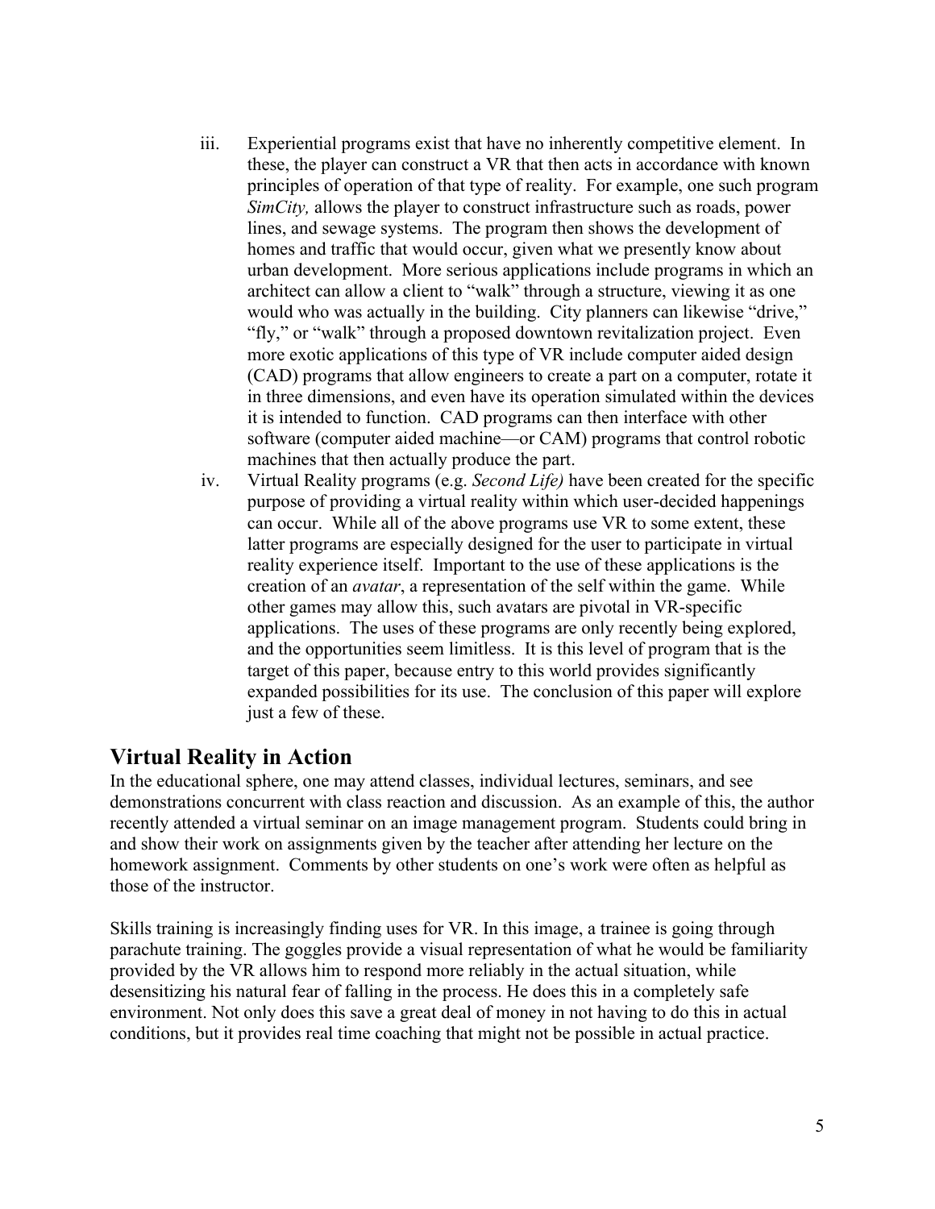iii. Experiential programs exist that have no inherently competitive element. In these, the player can construct a VR that then acts in accordance with known principles of operation of that type of reality. For example, one such program *SimCity,* allows the player to construct infrastructure such as roads, power lines, and sewage systems. The program then shows the development of homes and traffic that would occur, given what we presently know about urban development. More serious applications include programs in which an architect can allow a client to "walk" through a structure, viewing it as one would who was actually in the building. City planners can likewise "drive," "fly," or "walk" through a proposed downtown revitalization project. Even more exotic applications of this type of VR include computer aided design (CAD) programs that allow engineers to create a part on a computer, rotate it in three dimensions, and even have its operation simulated within the devices it is intended to function. CAD programs can then interface with other software (computer aided machine—or CAM) programs that control robotic machines that then actually produce the part.

iv. Virtual Reality programs (e.g. *Second Life)* have been created for the specific purpose of providing a virtual reality within which user-decided happenings can occur. While all of the above programs use VR to some extent, these latter programs are especially designed for the user to participate in virtual reality experience itself. Important to the use of these applications is the creation of an *avatar*, a representation of the self within the game. While other games may allow this, such avatars are pivotal in VR-specific applications. The uses of these programs are only recently being explored, and the opportunities seem limitless. It is this level of program that is the target of this paper, because entry to this world provides significantly expanded possibilities for its use. The conclusion of this paper will explore just a few of these.

## Virtual Reality in Action

In the educational sphere, one may attend classes, individual lectures, seminars, and see demonstrations concurrent with class reaction and discussion. As an example of this, the author recently attended a virtual seminar on an image management program. Students could bring in and show their work on assignments given by the teacher after attending her lecture on the homework assignment. Comments by other students on one's work were often as helpful as those of the instructor.

Skills training is increasingly finding uses for VR. In this image, a trainee is going through parachute training. The goggles provide a visual representation of what he would be familiarity provided by the VR allows him to respond more reliably in the actual situation, while desensitizing his natural fear of falling in the process. He does this in a completely safe environment. Not only does this save a great deal of money in not having to do this in actual conditions, but it provides real time coaching that might not be possible in actual practice.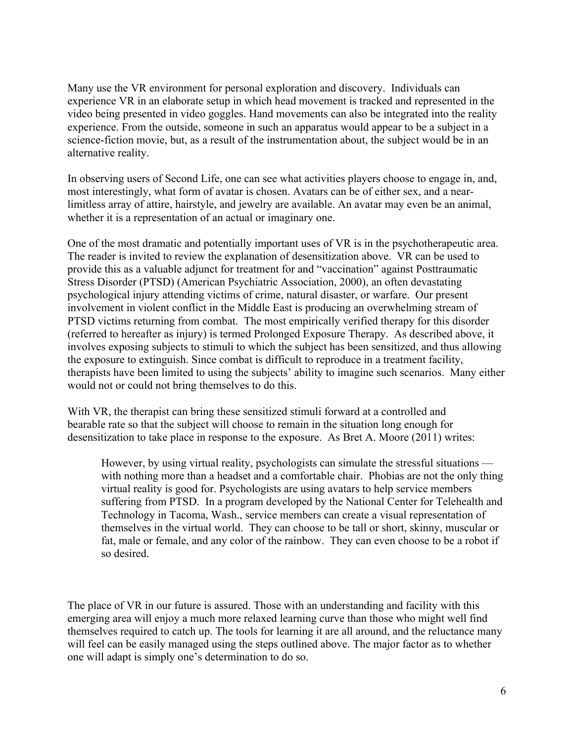Many use the VR environment for personal exploration and discovery. Individuals can experience VR in an elaborate setup in which head movement is tracked and represented in the video being presented in video goggles. Hand movements can also be integrated into the reality experience. From the outside, someone in such an apparatus would appear to be a subject in a science-fiction movie, but, as a result of the instrumentation about, the subject would be in an alternative reality.

In observing users of Second Life, one can see what activities players choose to engage in, and, most interestingly, what form of avatar is chosen. Avatars can be of either sex, and a near-limitless array of attire, hairstyle, and jewelry are available. An avatar may even be an animal, whether it is a representation of an actual or imaginary one.

One of the most dramatic and potentially important uses of VR is in the psychotherapeutic area. The reader is invited to review the explanation of desensitization above. VR can be used to provide this as a valuable adjunct for treatment for and "vaccination" against Posttraumatic Stress Disorder (PTSD) (American Psychiatric Association, 2000), an often devastating psychological injury attending victims of crime, natural disaster, or warfare. Our present involvement in violent conflict in the Middle East is producing an overwhelming stream of PTSD victims returning from combat. The most empirically verified therapy for this disorder (referred to hereafter as injury) is termed Prolonged Exposure Therapy. As described above, it involves exposing subjects to stimuli to which the subject has been sensitized, and thus allowing the exposure to extinguish. Since combat is difficult to reproduce in a treatment facility, therapists have been limited to using the subjects' ability to imagine such scenarios. Many either would not or could not bring themselves to do this.

With VR, the therapist can bring these sensitized stimuli forward at a controlled and bearable rate so that the subject will choose to remain in the situation long enough for desensitization to take place in response to the exposure. As Bret A. Moore (2011) writes:

> However, by using virtual reality, psychologists can simulate the stressful situations — with nothing more than a headset and a comfortable chair. Phobias are not the only thing virtual reality is good for. Psychologists are using avatars to help service members suffering from PTSD. In a program developed by the National Center for Telehealth and Technology in Tacoma, Wash., service members can create a visual representation of themselves in the virtual world. They can choose to be tall or short, skinny, muscular or fat, male or female, and any color of the rainbow. They can even choose to be a robot if so desired.

The place of VR in our future is assured. Those with an understanding and facility with this emerging area will enjoy a much more relaxed learning curve than those who might well find themselves required to catch up. The tools for learning it are all around, and the reluctance many will feel can be easily managed using the steps outlined above. The major factor as to whether one will adapt is simply one's determination to do so.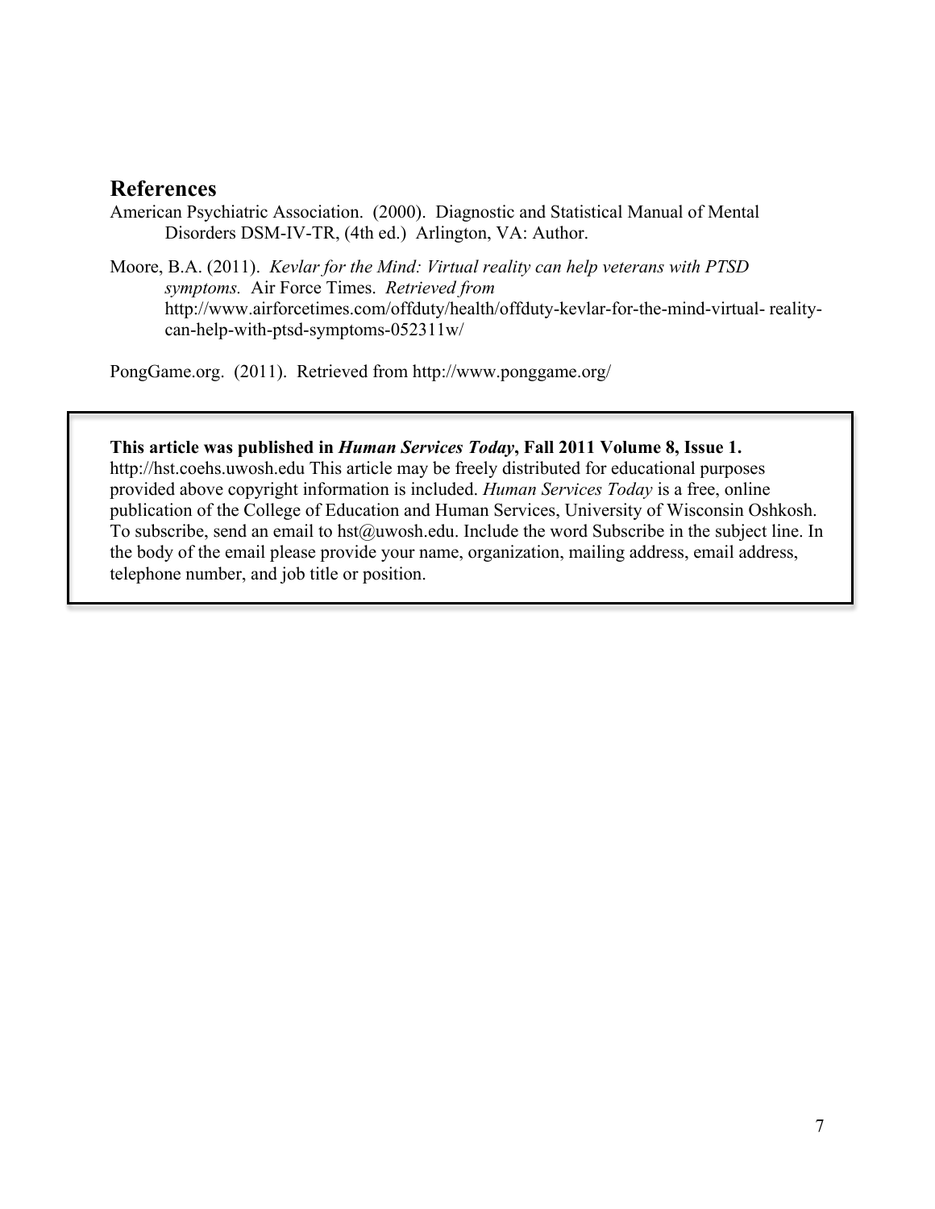## References

American Psychiatric Association. (2000). Diagnostic and Statistical Manual of Mental Disorders DSM-IV-TR, (4th ed.) Arlington, VA: Author.

Moore, B.A. (2011). *Kevlar for the Mind: Virtual reality can help veterans with PTSD symptoms.* Air Force Times. *Retrieved from* http://www.airforcetimes.com/offduty/health/offduty-kevlar-for-the-mind-virtual- reality-can-help-with-ptsd-symptoms-052311w/

PongGame.org. (2011). Retrieved from http://www.ponggame.org/

**This article was published in *Human Services Today*, Fall 2011 Volume 8, Issue 1.**
http://hst.coehs.uwosh.edu This article may be freely distributed for educational purposes provided above copyright information is included. *Human Services Today* is a free, online publication of the College of Education and Human Services, University of Wisconsin Oshkosh. To subscribe, send an email to hst@uwosh.edu. Include the word Subscribe in the subject line. In the body of the email please provide your name, organization, mailing address, email address, telephone number, and job title or position.